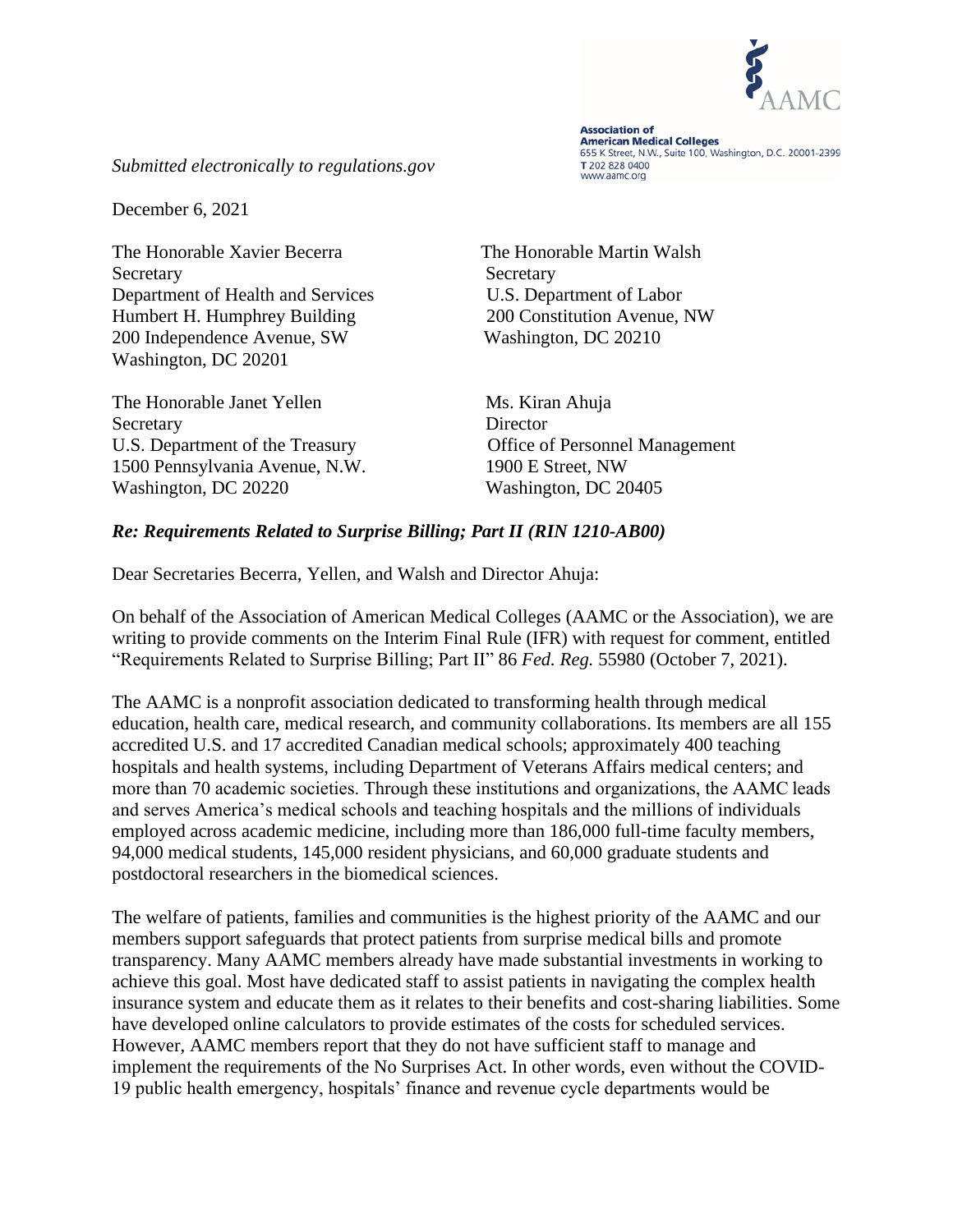AAMC

**Association of American Medical Colleges**
655 K Street, N.W., Suite 100, Washington, D.C. 20001-2399
T 202 828 0400
www.aamc.org

*Submitted electronically to regulations.gov*

December 6, 2021

The Honorable Xavier Becerra
Secretary
Department of Health and Services
Humbert H. Humphrey Building
200 Independence Avenue, SW
Washington, DC 20201

The Honorable Martin Walsh
Secretary
U.S. Department of Labor
200 Constitution Avenue, NW
Washington, DC 20210

The Honorable Janet Yellen
Secretary
U.S. Department of the Treasury
1500 Pennsylvania Avenue, N.W.
Washington, DC 20220

Ms. Kiran Ahuja
Director
Office of Personnel Management
1900 E Street, NW
Washington, DC 20405

***Re: Requirements Related to Surprise Billing; Part II (RIN 1210-AB00)***

Dear Secretaries Becerra, Yellen, and Walsh and Director Ahuja:

On behalf of the Association of American Medical Colleges (AAMC or the Association), we are writing to provide comments on the Interim Final Rule (IFR) with request for comment, entitled "Requirements Related to Surprise Billing; Part II" 86 *Fed. Reg.* 55980 (October 7, 2021).

The AAMC is a nonprofit association dedicated to transforming health through medical education, health care, medical research, and community collaborations. Its members are all 155 accredited U.S. and 17 accredited Canadian medical schools; approximately 400 teaching hospitals and health systems, including Department of Veterans Affairs medical centers; and more than 70 academic societies. Through these institutions and organizations, the AAMC leads and serves America's medical schools and teaching hospitals and the millions of individuals employed across academic medicine, including more than 186,000 full-time faculty members, 94,000 medical students, 145,000 resident physicians, and 60,000 graduate students and postdoctoral researchers in the biomedical sciences.

The welfare of patients, families and communities is the highest priority of the AAMC and our members support safeguards that protect patients from surprise medical bills and promote transparency. Many AAMC members already have made substantial investments in working to achieve this goal. Most have dedicated staff to assist patients in navigating the complex health insurance system and educate them as it relates to their benefits and cost-sharing liabilities. Some have developed online calculators to provide estimates of the costs for scheduled services. However, AAMC members report that they do not have sufficient staff to manage and implement the requirements of the No Surprises Act. In other words, even without the COVID-19 public health emergency, hospitals' finance and revenue cycle departments would be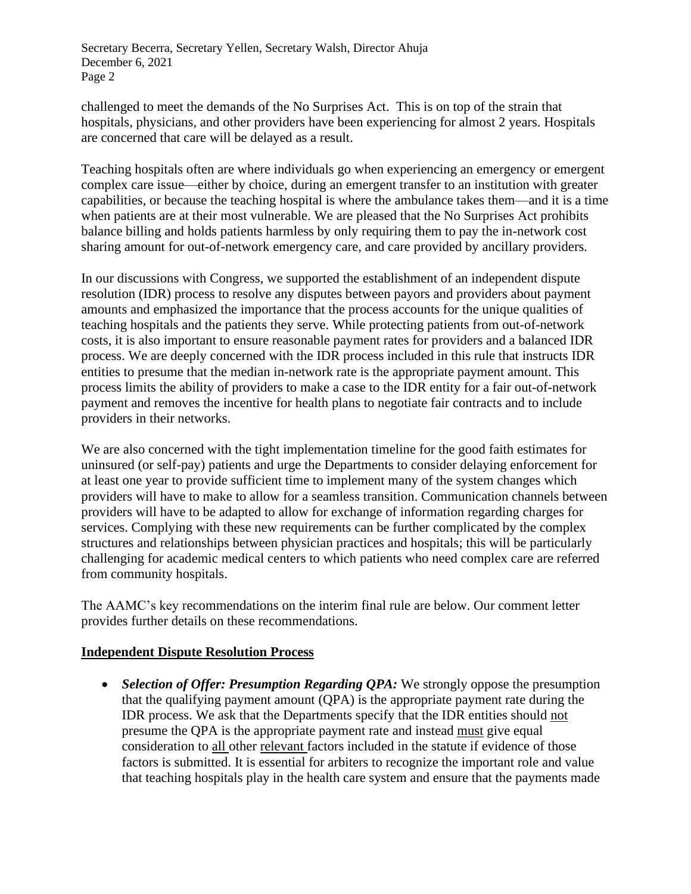challenged to meet the demands of the No Surprises Act. This is on top of the strain that hospitals, physicians, and other providers have been experiencing for almost 2 years. Hospitals are concerned that care will be delayed as a result.

Teaching hospitals often are where individuals go when experiencing an emergency or emergent complex care issue—either by choice, during an emergent transfer to an institution with greater capabilities, or because the teaching hospital is where the ambulance takes them—and it is a time when patients are at their most vulnerable. We are pleased that the No Surprises Act prohibits balance billing and holds patients harmless by only requiring them to pay the in-network cost sharing amount for out-of-network emergency care, and care provided by ancillary providers.

In our discussions with Congress, we supported the establishment of an independent dispute resolution (IDR) process to resolve any disputes between payors and providers about payment amounts and emphasized the importance that the process accounts for the unique qualities of teaching hospitals and the patients they serve. While protecting patients from out-of-network costs, it is also important to ensure reasonable payment rates for providers and a balanced IDR process. We are deeply concerned with the IDR process included in this rule that instructs IDR entities to presume that the median in-network rate is the appropriate payment amount. This process limits the ability of providers to make a case to the IDR entity for a fair out-of-network payment and removes the incentive for health plans to negotiate fair contracts and to include providers in their networks.

We are also concerned with the tight implementation timeline for the good faith estimates for uninsured (or self-pay) patients and urge the Departments to consider delaying enforcement for at least one year to provide sufficient time to implement many of the system changes which providers will have to make to allow for a seamless transition. Communication channels between providers will have to be adapted to allow for exchange of information regarding charges for services. Complying with these new requirements can be further complicated by the complex structures and relationships between physician practices and hospitals; this will be particularly challenging for academic medical centers to which patients who need complex care are referred from community hospitals.

The AAMC's key recommendations on the interim final rule are below. Our comment letter provides further details on these recommendations.

## Independent Dispute Resolution Process

- ***Selection of Offer: Presumption Regarding QPA:*** We strongly oppose the presumption that the qualifying payment amount (QPA) is the appropriate payment rate during the IDR process. We ask that the Departments specify that the IDR entities should not presume the QPA is the appropriate payment rate and instead must give equal consideration to all other relevant factors included in the statute if evidence of those factors is submitted. It is essential for arbiters to recognize the important role and value that teaching hospitals play in the health care system and ensure that the payments made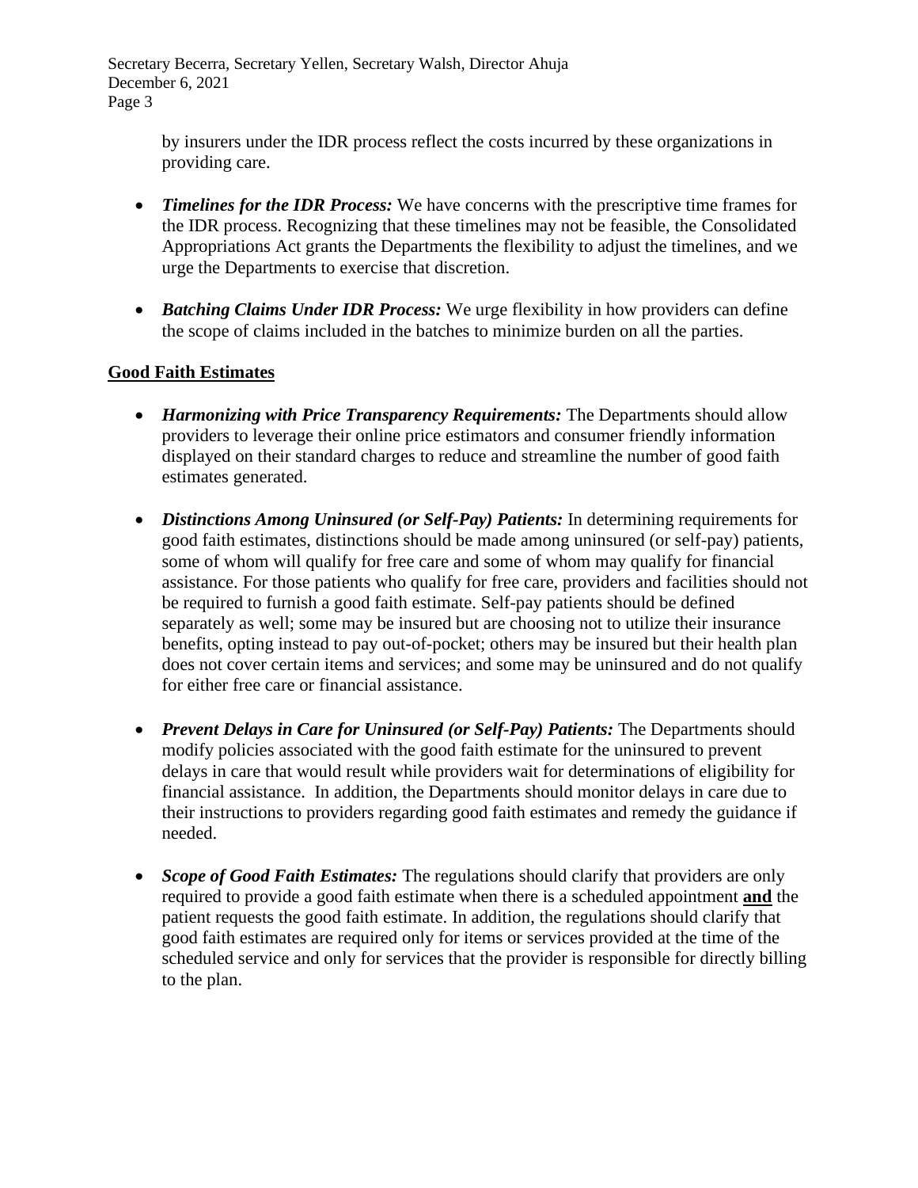by insurers under the IDR process reflect the costs incurred by these organizations in providing care.

- ***Timelines for the IDR Process:*** We have concerns with the prescriptive time frames for the IDR process. Recognizing that these timelines may not be feasible, the Consolidated Appropriations Act grants the Departments the flexibility to adjust the timelines, and we urge the Departments to exercise that discretion.

- ***Batching Claims Under IDR Process:*** We urge flexibility in how providers can define the scope of claims included in the batches to minimize burden on all the parties.

## Good Faith Estimates

- ***Harmonizing with Price Transparency Requirements:*** The Departments should allow providers to leverage their online price estimators and consumer friendly information displayed on their standard charges to reduce and streamline the number of good faith estimates generated.

- ***Distinctions Among Uninsured (or Self-Pay) Patients:*** In determining requirements for good faith estimates, distinctions should be made among uninsured (or self-pay) patients, some of whom will qualify for free care and some of whom may qualify for financial assistance. For those patients who qualify for free care, providers and facilities should not be required to furnish a good faith estimate. Self-pay patients should be defined separately as well; some may be insured but are choosing not to utilize their insurance benefits, opting instead to pay out-of-pocket; others may be insured but their health plan does not cover certain items and services; and some may be uninsured and do not qualify for either free care or financial assistance.

- ***Prevent Delays in Care for Uninsured (or Self-Pay) Patients:*** The Departments should modify policies associated with the good faith estimate for the uninsured to prevent delays in care that would result while providers wait for determinations of eligibility for financial assistance. In addition, the Departments should monitor delays in care due to their instructions to providers regarding good faith estimates and remedy the guidance if needed.

- ***Scope of Good Faith Estimates:*** The regulations should clarify that providers are only required to provide a good faith estimate when there is a scheduled appointment **and** the patient requests the good faith estimate. In addition, the regulations should clarify that good faith estimates are required only for items or services provided at the time of the scheduled service and only for services that the provider is responsible for directly billing to the plan.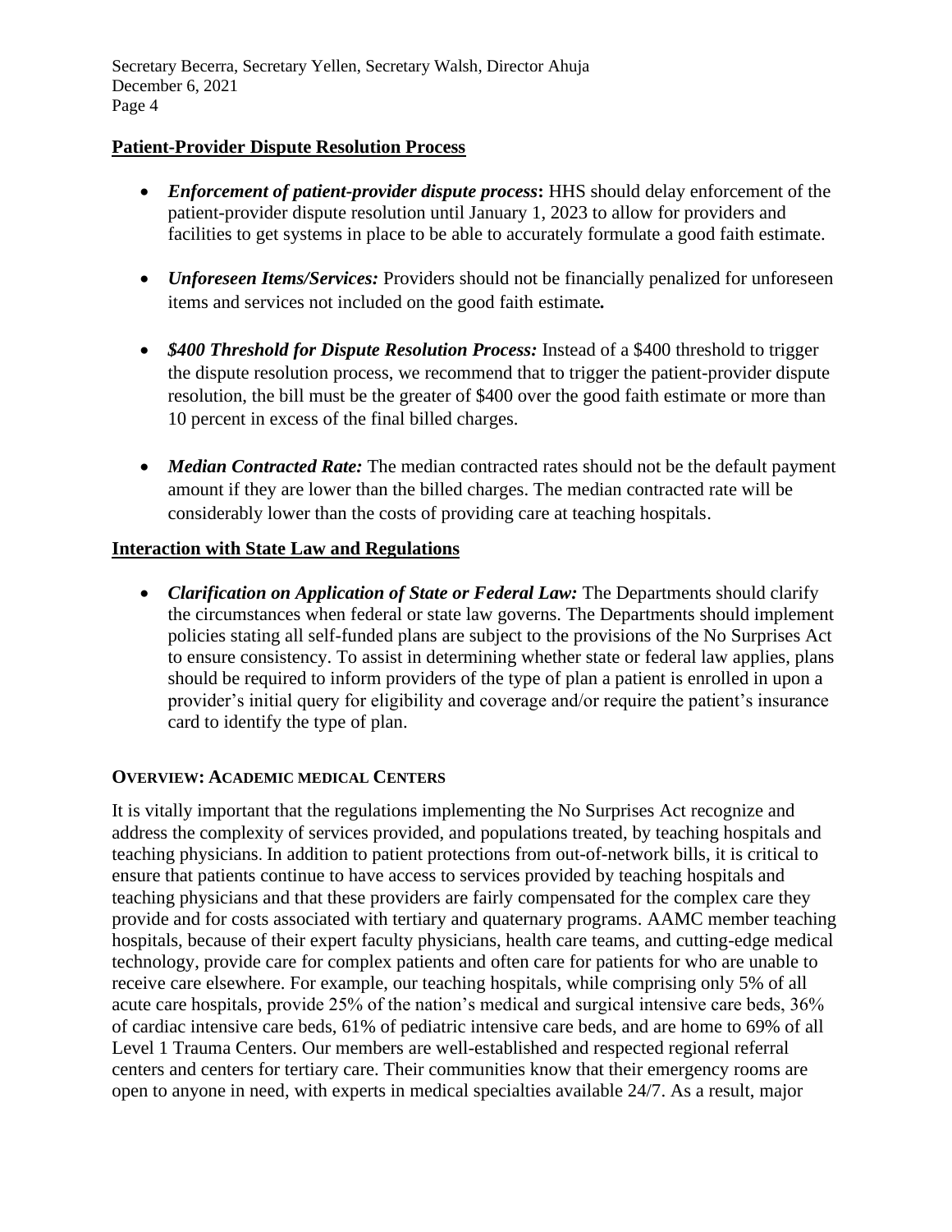## Patient-Provider Dispute Resolution Process

- ***Enforcement of patient-provider dispute process*:** HHS should delay enforcement of the patient-provider dispute resolution until January 1, 2023 to allow for providers and facilities to get systems in place to be able to accurately formulate a good faith estimate.

- ***Unforeseen Items/Services:*** Providers should not be financially penalized for unforeseen items and services not included on the good faith estimate***.***

- ***$400 Threshold for Dispute Resolution Process:*** Instead of a $400 threshold to trigger the dispute resolution process, we recommend that to trigger the patient-provider dispute resolution, the bill must be the greater of $400 over the good faith estimate or more than 10 percent in excess of the final billed charges.

- ***Median Contracted Rate:*** The median contracted rates should not be the default payment amount if they are lower than the billed charges. The median contracted rate will be considerably lower than the costs of providing care at teaching hospitals.

## Interaction with State Law and Regulations

- ***Clarification on Application of State or Federal Law:*** The Departments should clarify the circumstances when federal or state law governs. The Departments should implement policies stating all self-funded plans are subject to the provisions of the No Surprises Act to ensure consistency. To assist in determining whether state or federal law applies, plans should be required to inform providers of the type of plan a patient is enrolled in upon a provider's initial query for eligibility and coverage and/or require the patient's insurance card to identify the type of plan.

## OVERVIEW: ACADEMIC MEDICAL CENTERS

It is vitally important that the regulations implementing the No Surprises Act recognize and address the complexity of services provided, and populations treated, by teaching hospitals and teaching physicians. In addition to patient protections from out-of-network bills, it is critical to ensure that patients continue to have access to services provided by teaching hospitals and teaching physicians and that these providers are fairly compensated for the complex care they provide and for costs associated with tertiary and quaternary programs. AAMC member teaching hospitals, because of their expert faculty physicians, health care teams, and cutting-edge medical technology, provide care for complex patients and often care for patients for who are unable to receive care elsewhere. For example, our teaching hospitals, while comprising only 5% of all acute care hospitals, provide 25% of the nation's medical and surgical intensive care beds, 36% of cardiac intensive care beds, 61% of pediatric intensive care beds, and are home to 69% of all Level 1 Trauma Centers. Our members are well-established and respected regional referral centers and centers for tertiary care. Their communities know that their emergency rooms are open to anyone in need, with experts in medical specialties available 24/7. As a result, major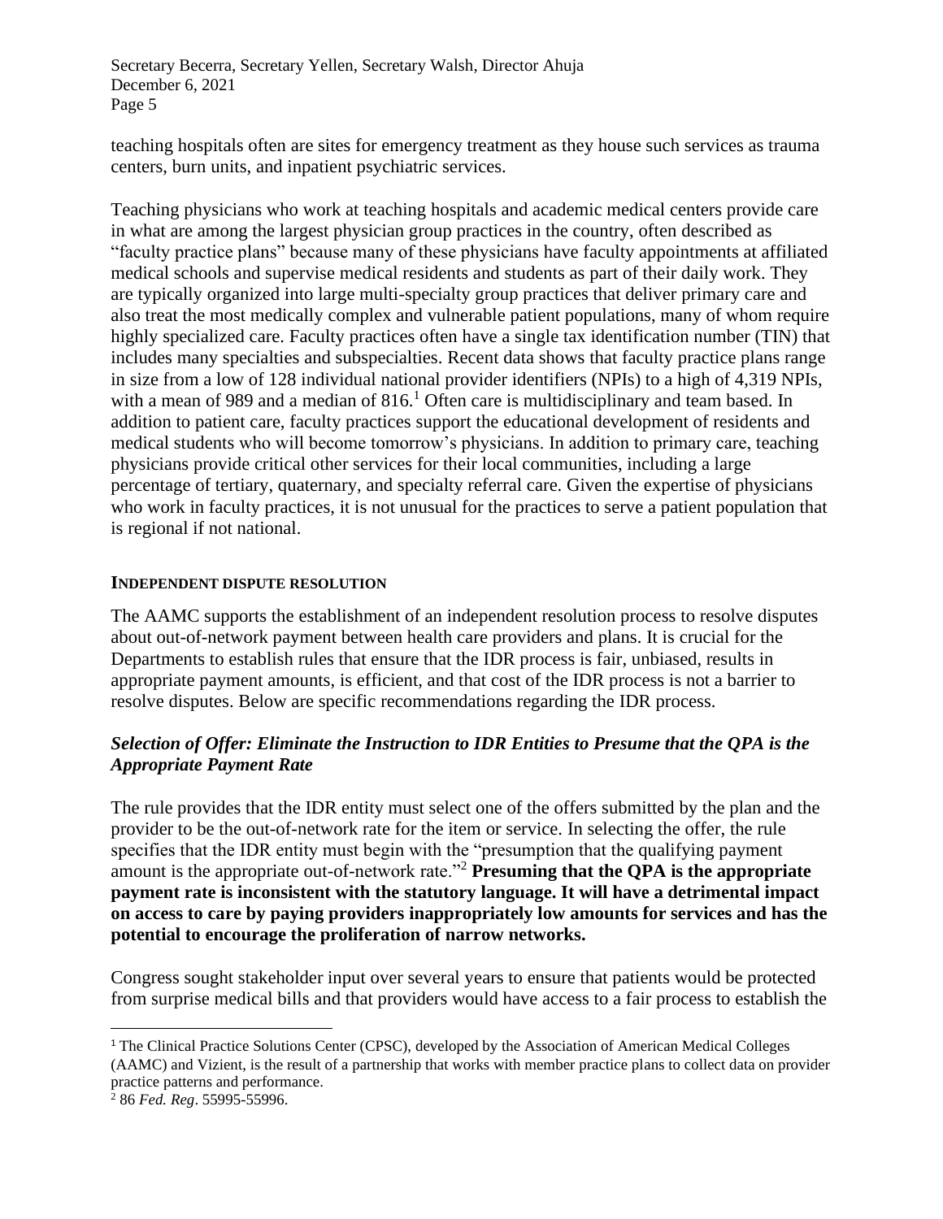teaching hospitals often are sites for emergency treatment as they house such services as trauma centers, burn units, and inpatient psychiatric services.

Teaching physicians who work at teaching hospitals and academic medical centers provide care in what are among the largest physician group practices in the country, often described as "faculty practice plans" because many of these physicians have faculty appointments at affiliated medical schools and supervise medical residents and students as part of their daily work. They are typically organized into large multi-specialty group practices that deliver primary care and also treat the most medically complex and vulnerable patient populations, many of whom require highly specialized care. Faculty practices often have a single tax identification number (TIN) that includes many specialties and subspecialties. Recent data shows that faculty practice plans range in size from a low of 128 individual national provider identifiers (NPIs) to a high of 4,319 NPIs, with a mean of 989 and a median of 816.[1] Often care is multidisciplinary and team based. In addition to patient care, faculty practices support the educational development of residents and medical students who will become tomorrow's physicians. In addition to primary care, teaching physicians provide critical other services for their local communities, including a large percentage of tertiary, quaternary, and specialty referral care. Given the expertise of physicians who work in faculty practices, it is not unusual for the practices to serve a patient population that is regional if not national.

## INDEPENDENT DISPUTE RESOLUTION

The AAMC supports the establishment of an independent resolution process to resolve disputes about out-of-network payment between health care providers and plans. It is crucial for the Departments to establish rules that ensure that the IDR process is fair, unbiased, results in appropriate payment amounts, is efficient, and that cost of the IDR process is not a barrier to resolve disputes. Below are specific recommendations regarding the IDR process.

### *Selection of Offer: Eliminate the Instruction to IDR Entities to Presume that the QPA is the Appropriate Payment Rate*

The rule provides that the IDR entity must select one of the offers submitted by the plan and the provider to be the out-of-network rate for the item or service. In selecting the offer, the rule specifies that the IDR entity must begin with the "presumption that the qualifying payment amount is the appropriate out-of-network rate."[2] **Presuming that the QPA is the appropriate payment rate is inconsistent with the statutory language. It will have a detrimental impact on access to care by paying providers inappropriately low amounts for services and has the potential to encourage the proliferation of narrow networks.**

Congress sought stakeholder input over several years to ensure that patients would be protected from surprise medical bills and that providers would have access to a fair process to establish the

---

[1] The Clinical Practice Solutions Center (CPSC), developed by the Association of American Medical Colleges (AAMC) and Vizient, is the result of a partnership that works with member practice plans to collect data on provider practice patterns and performance.

[2] 86 *Fed. Reg*. 55995-55996.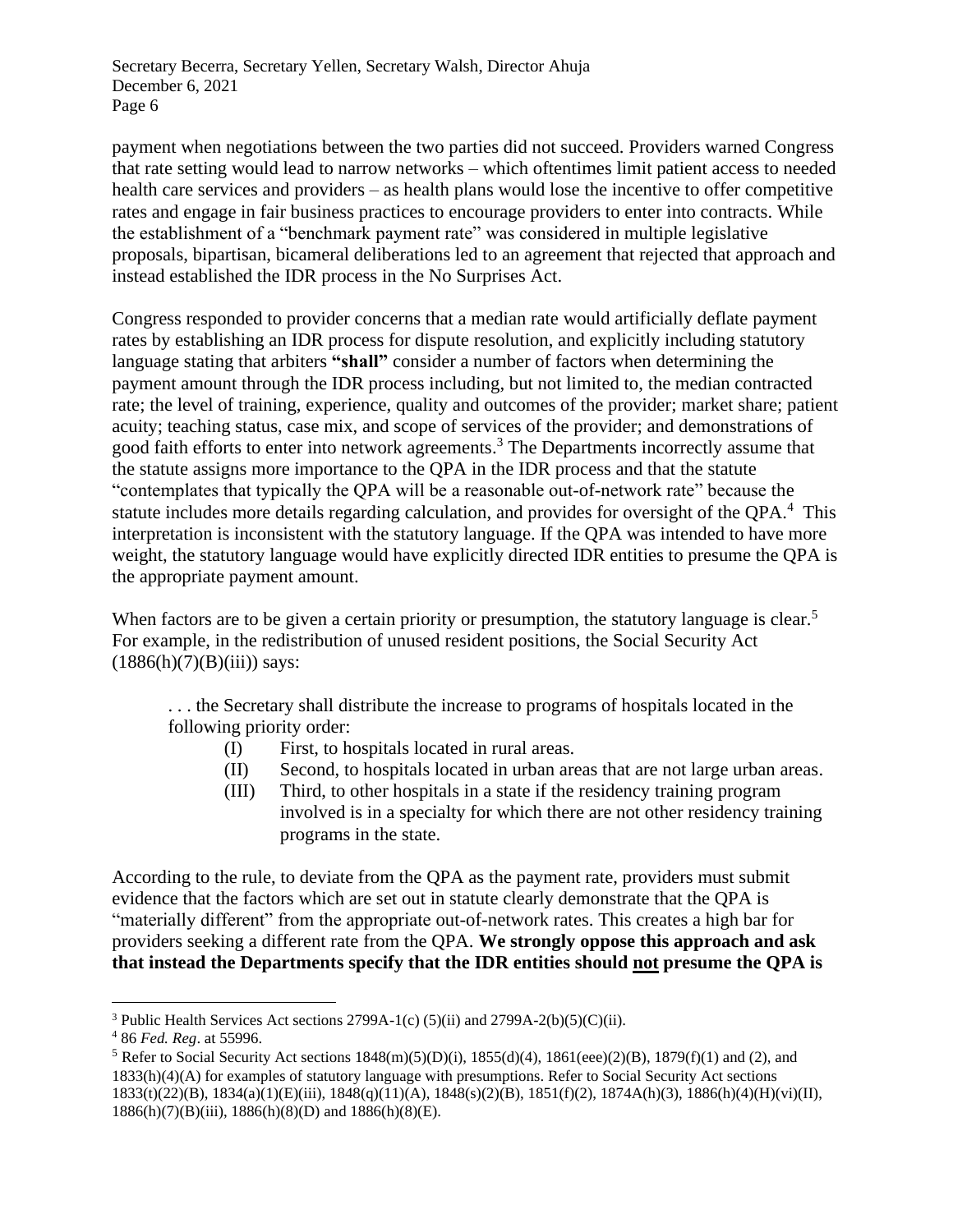payment when negotiations between the two parties did not succeed. Providers warned Congress that rate setting would lead to narrow networks – which oftentimes limit patient access to needed health care services and providers – as health plans would lose the incentive to offer competitive rates and engage in fair business practices to encourage providers to enter into contracts. While the establishment of a "benchmark payment rate" was considered in multiple legislative proposals, bipartisan, bicameral deliberations led to an agreement that rejected that approach and instead established the IDR process in the No Surprises Act.

Congress responded to provider concerns that a median rate would artificially deflate payment rates by establishing an IDR process for dispute resolution, and explicitly including statutory language stating that arbiters **"shall"** consider a number of factors when determining the payment amount through the IDR process including, but not limited to, the median contracted rate; the level of training, experience, quality and outcomes of the provider; market share; patient acuity; teaching status, case mix, and scope of services of the provider; and demonstrations of good faith efforts to enter into network agreements.[3] The Departments incorrectly assume that the statute assigns more importance to the QPA in the IDR process and that the statute "contemplates that typically the QPA will be a reasonable out-of-network rate" because the statute includes more details regarding calculation, and provides for oversight of the QPA.[4] This interpretation is inconsistent with the statutory language. If the QPA was intended to have more weight, the statutory language would have explicitly directed IDR entities to presume the QPA is the appropriate payment amount.

When factors are to be given a certain priority or presumption, the statutory language is clear.[5] For example, in the redistribution of unused resident positions, the Social Security Act (1886(h)(7)(B)(iii)) says:

> . . . the Secretary shall distribute the increase to programs of hospitals located in the following priority order:
>
> (I) First, to hospitals located in rural areas.
>
> (II) Second, to hospitals located in urban areas that are not large urban areas.
>
> (III) Third, to other hospitals in a state if the residency training program involved is in a specialty for which there are not other residency training programs in the state.

According to the rule, to deviate from the QPA as the payment rate, providers must submit evidence that the factors which are set out in statute clearly demonstrate that the QPA is "materially different" from the appropriate out-of-network rates. This creates a high bar for providers seeking a different rate from the QPA. **We strongly oppose this approach and ask that instead the Departments specify that the IDR entities should <u>not</u> presume the QPA is**

---

[3] Public Health Services Act sections 2799A-1(c) (5)(ii) and 2799A-2(b)(5)(C)(ii).

[4] 86 *Fed. Reg*. at 55996.

[5] Refer to Social Security Act sections 1848(m)(5)(D)(i), 1855(d)(4), 1861(eee)(2)(B), 1879(f)(1) and (2), and 1833(h)(4)(A) for examples of statutory language with presumptions. Refer to Social Security Act sections 1833(t)(22)(B), 1834(a)(1)(E)(iii), 1848(q)(11)(A), 1848(s)(2)(B), 1851(f)(2), 1874A(h)(3), 1886(h)(4)(H)(vi)(II), 1886(h)(7)(B)(iii), 1886(h)(8)(D) and 1886(h)(8)(E).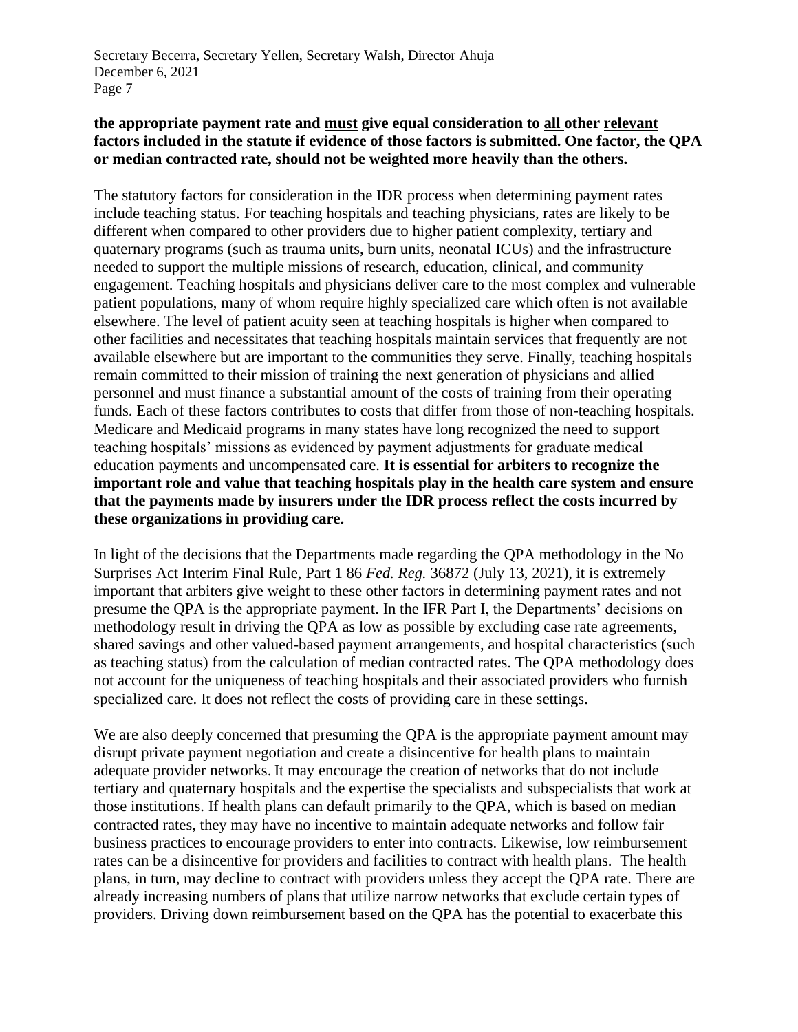**the appropriate payment rate and <u>must</u> give equal consideration to <u>all</u> other <u>relevant</u> factors included in the statute if evidence of those factors is submitted. One factor, the QPA or median contracted rate, should not be weighted more heavily than the others.**

The statutory factors for consideration in the IDR process when determining payment rates include teaching status. For teaching hospitals and teaching physicians, rates are likely to be different when compared to other providers due to higher patient complexity, tertiary and quaternary programs (such as trauma units, burn units, neonatal ICUs) and the infrastructure needed to support the multiple missions of research, education, clinical, and community engagement. Teaching hospitals and physicians deliver care to the most complex and vulnerable patient populations, many of whom require highly specialized care which often is not available elsewhere. The level of patient acuity seen at teaching hospitals is higher when compared to other facilities and necessitates that teaching hospitals maintain services that frequently are not available elsewhere but are important to the communities they serve. Finally, teaching hospitals remain committed to their mission of training the next generation of physicians and allied personnel and must finance a substantial amount of the costs of training from their operating funds. Each of these factors contributes to costs that differ from those of non-teaching hospitals. Medicare and Medicaid programs in many states have long recognized the need to support teaching hospitals' missions as evidenced by payment adjustments for graduate medical education payments and uncompensated care. **It is essential for arbiters to recognize the important role and value that teaching hospitals play in the health care system and ensure that the payments made by insurers under the IDR process reflect the costs incurred by these organizations in providing care.**

In light of the decisions that the Departments made regarding the QPA methodology in the No Surprises Act Interim Final Rule, Part 1 86 *Fed. Reg.* 36872 (July 13, 2021), it is extremely important that arbiters give weight to these other factors in determining payment rates and not presume the QPA is the appropriate payment. In the IFR Part I, the Departments' decisions on methodology result in driving the QPA as low as possible by excluding case rate agreements, shared savings and other valued-based payment arrangements, and hospital characteristics (such as teaching status) from the calculation of median contracted rates. The QPA methodology does not account for the uniqueness of teaching hospitals and their associated providers who furnish specialized care. It does not reflect the costs of providing care in these settings.

We are also deeply concerned that presuming the QPA is the appropriate payment amount may disrupt private payment negotiation and create a disincentive for health plans to maintain adequate provider networks. It may encourage the creation of networks that do not include tertiary and quaternary hospitals and the expertise the specialists and subspecialists that work at those institutions. If health plans can default primarily to the QPA, which is based on median contracted rates, they may have no incentive to maintain adequate networks and follow fair business practices to encourage providers to enter into contracts. Likewise, low reimbursement rates can be a disincentive for providers and facilities to contract with health plans. The health plans, in turn, may decline to contract with providers unless they accept the QPA rate. There are already increasing numbers of plans that utilize narrow networks that exclude certain types of providers. Driving down reimbursement based on the QPA has the potential to exacerbate this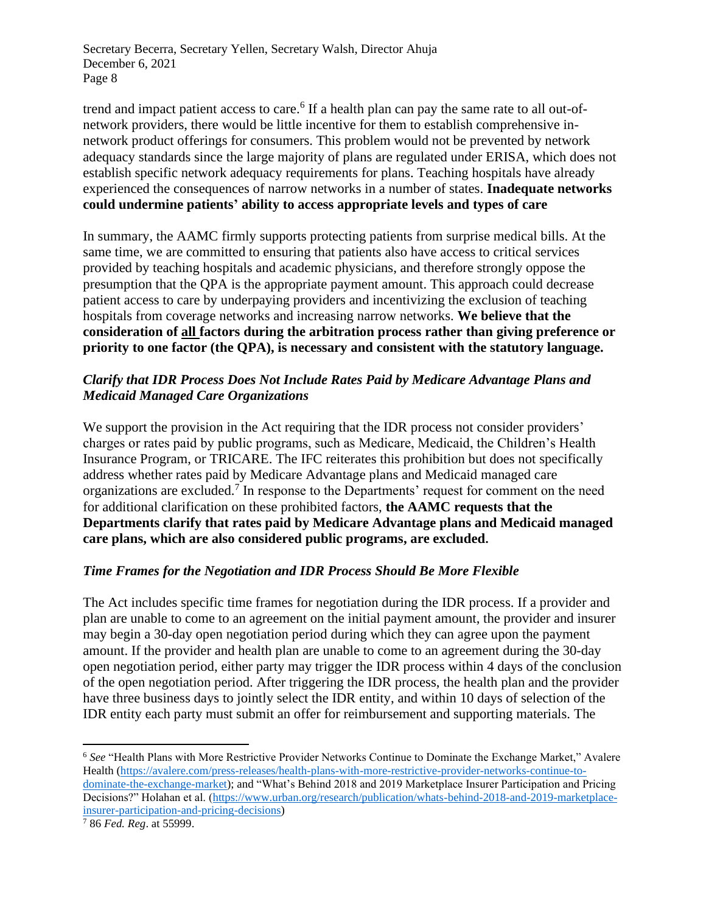trend and impact patient access to care.[6] If a health plan can pay the same rate to all out-of-network providers, there would be little incentive for them to establish comprehensive in-network product offerings for consumers. This problem would not be prevented by network adequacy standards since the large majority of plans are regulated under ERISA, which does not establish specific network adequacy requirements for plans. Teaching hospitals have already experienced the consequences of narrow networks in a number of states. **Inadequate networks could undermine patients' ability to access appropriate levels and types of care**

In summary, the AAMC firmly supports protecting patients from surprise medical bills. At the same time, we are committed to ensuring that patients also have access to critical services provided by teaching hospitals and academic physicians, and therefore strongly oppose the presumption that the QPA is the appropriate payment amount. This approach could decrease patient access to care by underpaying providers and incentivizing the exclusion of teaching hospitals from coverage networks and increasing narrow networks. **We believe that the consideration of <u>all</u> factors during the arbitration process rather than giving preference or priority to one factor (the QPA), is necessary and consistent with the statutory language.**

### *Clarify that IDR Process Does Not Include Rates Paid by Medicare Advantage Plans and Medicaid Managed Care Organizations*

We support the provision in the Act requiring that the IDR process not consider providers' charges or rates paid by public programs, such as Medicare, Medicaid, the Children's Health Insurance Program, or TRICARE. The IFC reiterates this prohibition but does not specifically address whether rates paid by Medicare Advantage plans and Medicaid managed care organizations are excluded.[7] In response to the Departments' request for comment on the need for additional clarification on these prohibited factors, **the AAMC requests that the Departments clarify that rates paid by Medicare Advantage plans and Medicaid managed care plans, which are also considered public programs, are excluded.**

### *Time Frames for the Negotiation and IDR Process Should Be More Flexible*

The Act includes specific time frames for negotiation during the IDR process. If a provider and plan are unable to come to an agreement on the initial payment amount, the provider and insurer may begin a 30-day open negotiation period during which they can agree upon the payment amount. If the provider and health plan are unable to come to an agreement during the 30-day open negotiation period, either party may trigger the IDR process within 4 days of the conclusion of the open negotiation period. After triggering the IDR process, the health plan and the provider have three business days to jointly select the IDR entity, and within 10 days of selection of the IDR entity each party must submit an offer for reimbursement and supporting materials. The

---

[6] *See* "Health Plans with More Restrictive Provider Networks Continue to Dominate the Exchange Market," Avalere Health (https://avalere.com/press-releases/health-plans-with-more-restrictive-provider-networks-continue-to-dominate-the-exchange-market); and "What's Behind 2018 and 2019 Marketplace Insurer Participation and Pricing Decisions?" Holahan et al. (https://www.urban.org/research/publication/whats-behind-2018-and-2019-marketplace-insurer-participation-and-pricing-decisions)

[7] 86 *Fed. Reg*. at 55999.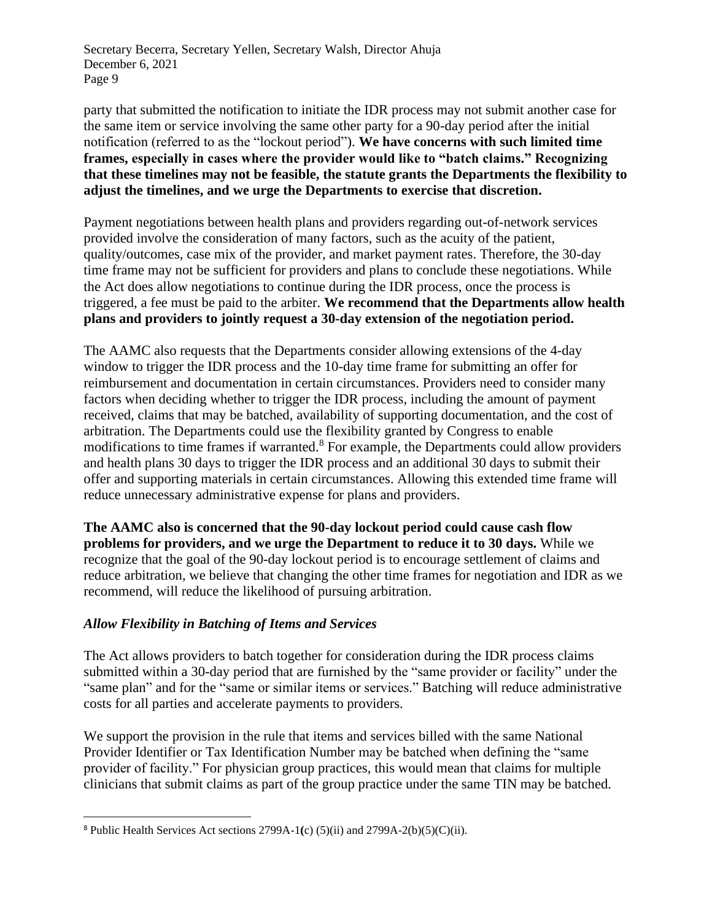party that submitted the notification to initiate the IDR process may not submit another case for the same item or service involving the same other party for a 90-day period after the initial notification (referred to as the "lockout period"). **We have concerns with such limited time frames, especially in cases where the provider would like to "batch claims." Recognizing that these timelines may not be feasible, the statute grants the Departments the flexibility to adjust the timelines, and we urge the Departments to exercise that discretion.**

Payment negotiations between health plans and providers regarding out-of-network services provided involve the consideration of many factors, such as the acuity of the patient, quality/outcomes, case mix of the provider, and market payment rates. Therefore, the 30-day time frame may not be sufficient for providers and plans to conclude these negotiations. While the Act does allow negotiations to continue during the IDR process, once the process is triggered, a fee must be paid to the arbiter. **We recommend that the Departments allow health plans and providers to jointly request a 30-day extension of the negotiation period.**

The AAMC also requests that the Departments consider allowing extensions of the 4-day window to trigger the IDR process and the 10-day time frame for submitting an offer for reimbursement and documentation in certain circumstances. Providers need to consider many factors when deciding whether to trigger the IDR process, including the amount of payment received, claims that may be batched, availability of supporting documentation, and the cost of arbitration. The Departments could use the flexibility granted by Congress to enable modifications to time frames if warranted.[8] For example, the Departments could allow providers and health plans 30 days to trigger the IDR process and an additional 30 days to submit their offer and supporting materials in certain circumstances. Allowing this extended time frame will reduce unnecessary administrative expense for plans and providers.

**The AAMC also is concerned that the 90-day lockout period could cause cash flow problems for providers, and we urge the Department to reduce it to 30 days.** While we recognize that the goal of the 90-day lockout period is to encourage settlement of claims and reduce arbitration, we believe that changing the other time frames for negotiation and IDR as we recommend, will reduce the likelihood of pursuing arbitration.

### *Allow Flexibility in Batching of Items and Services*

The Act allows providers to batch together for consideration during the IDR process claims submitted within a 30-day period that are furnished by the "same provider or facility" under the "same plan" and for the "same or similar items or services." Batching will reduce administrative costs for all parties and accelerate payments to providers.

We support the provision in the rule that items and services billed with the same National Provider Identifier or Tax Identification Number may be batched when defining the "same provider of facility." For physician group practices, this would mean that claims for multiple clinicians that submit claims as part of the group practice under the same TIN may be batched.

---

[8] Public Health Services Act sections 2799A-1(c) (5)(ii) and 2799A-2(b)(5)(C)(ii).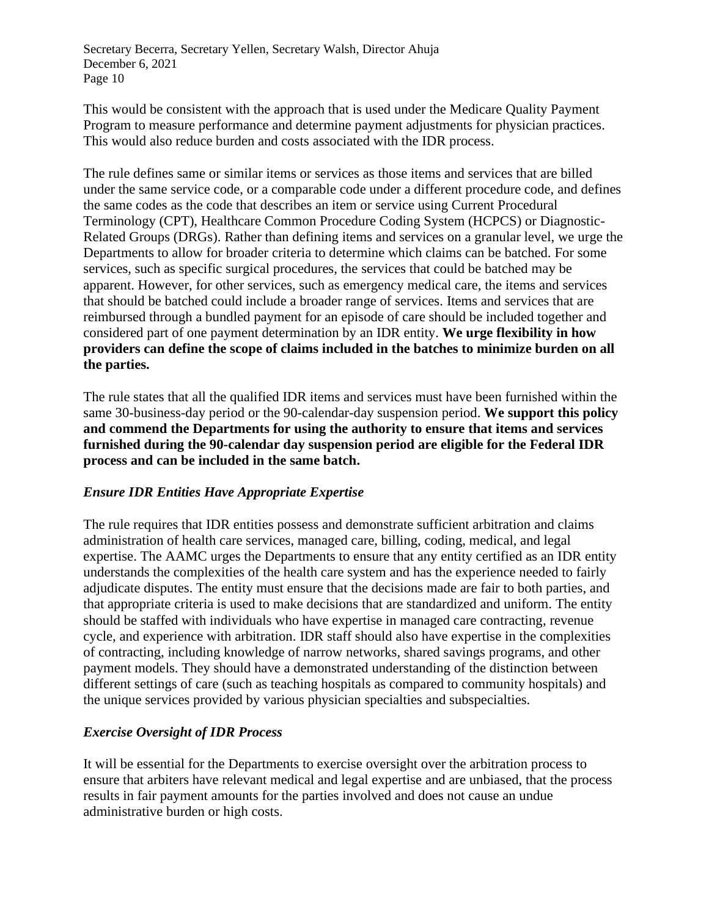This would be consistent with the approach that is used under the Medicare Quality Payment Program to measure performance and determine payment adjustments for physician practices. This would also reduce burden and costs associated with the IDR process.

The rule defines same or similar items or services as those items and services that are billed under the same service code, or a comparable code under a different procedure code, and defines the same codes as the code that describes an item or service using Current Procedural Terminology (CPT), Healthcare Common Procedure Coding System (HCPCS) or Diagnostic-Related Groups (DRGs). Rather than defining items and services on a granular level, we urge the Departments to allow for broader criteria to determine which claims can be batched. For some services, such as specific surgical procedures, the services that could be batched may be apparent. However, for other services, such as emergency medical care, the items and services that should be batched could include a broader range of services. Items and services that are reimbursed through a bundled payment for an episode of care should be included together and considered part of one payment determination by an IDR entity. **We urge flexibility in how providers can define the scope of claims included in the batches to minimize burden on all the parties.**

The rule states that all the qualified IDR items and services must have been furnished within the same 30-business-day period or the 90-calendar-day suspension period. **We support this policy and commend the Departments for using the authority to ensure that items and services furnished during the 90-calendar day suspension period are eligible for the Federal IDR process and can be included in the same batch.**

### *Ensure IDR Entities Have Appropriate Expertise*

The rule requires that IDR entities possess and demonstrate sufficient arbitration and claims administration of health care services, managed care, billing, coding, medical, and legal expertise. The AAMC urges the Departments to ensure that any entity certified as an IDR entity understands the complexities of the health care system and has the experience needed to fairly adjudicate disputes. The entity must ensure that the decisions made are fair to both parties, and that appropriate criteria is used to make decisions that are standardized and uniform. The entity should be staffed with individuals who have expertise in managed care contracting, revenue cycle, and experience with arbitration. IDR staff should also have expertise in the complexities of contracting, including knowledge of narrow networks, shared savings programs, and other payment models. They should have a demonstrated understanding of the distinction between different settings of care (such as teaching hospitals as compared to community hospitals) and the unique services provided by various physician specialties and subspecialties.

### *Exercise Oversight of IDR Process*

It will be essential for the Departments to exercise oversight over the arbitration process to ensure that arbiters have relevant medical and legal expertise and are unbiased, that the process results in fair payment amounts for the parties involved and does not cause an undue administrative burden or high costs.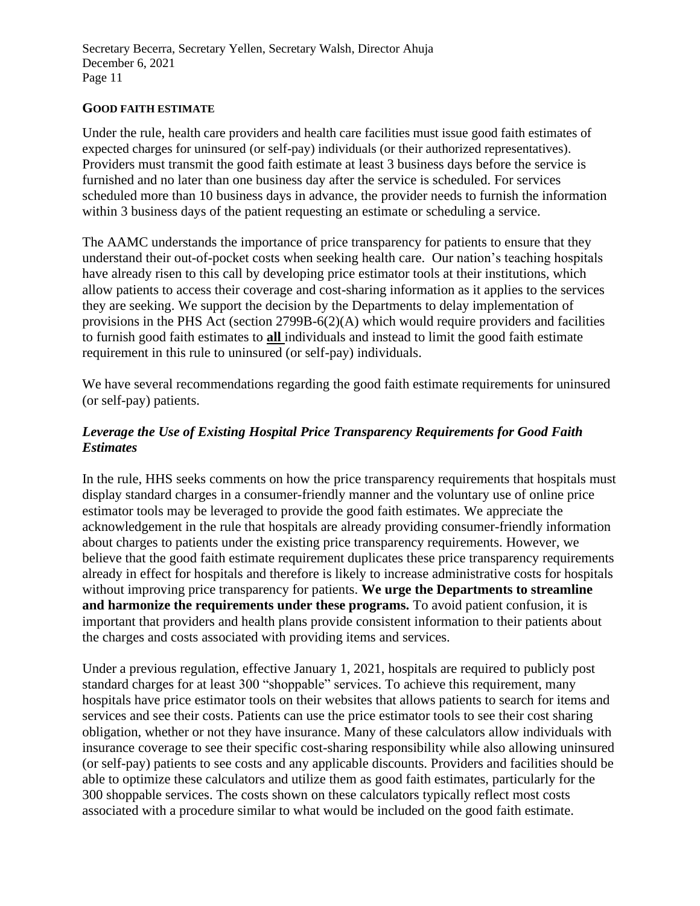## GOOD FAITH ESTIMATE

Under the rule, health care providers and health care facilities must issue good faith estimates of expected charges for uninsured (or self-pay) individuals (or their authorized representatives). Providers must transmit the good faith estimate at least 3 business days before the service is furnished and no later than one business day after the service is scheduled. For services scheduled more than 10 business days in advance, the provider needs to furnish the information within 3 business days of the patient requesting an estimate or scheduling a service.

The AAMC understands the importance of price transparency for patients to ensure that they understand their out-of-pocket costs when seeking health care. Our nation's teaching hospitals have already risen to this call by developing price estimator tools at their institutions, which allow patients to access their coverage and cost-sharing information as it applies to the services they are seeking. We support the decision by the Departments to delay implementation of provisions in the PHS Act (section 2799B-6(2)(A) which would require providers and facilities to furnish good faith estimates to **all** individuals and instead to limit the good faith estimate requirement in this rule to uninsured (or self-pay) individuals.

We have several recommendations regarding the good faith estimate requirements for uninsured (or self-pay) patients.

### *Leverage the Use of Existing Hospital Price Transparency Requirements for Good Faith Estimates*

In the rule, HHS seeks comments on how the price transparency requirements that hospitals must display standard charges in a consumer-friendly manner and the voluntary use of online price estimator tools may be leveraged to provide the good faith estimates. We appreciate the acknowledgement in the rule that hospitals are already providing consumer-friendly information about charges to patients under the existing price transparency requirements. However, we believe that the good faith estimate requirement duplicates these price transparency requirements already in effect for hospitals and therefore is likely to increase administrative costs for hospitals without improving price transparency for patients. **We urge the Departments to streamline and harmonize the requirements under these programs.** To avoid patient confusion, it is important that providers and health plans provide consistent information to their patients about the charges and costs associated with providing items and services.

Under a previous regulation, effective January 1, 2021, hospitals are required to publicly post standard charges for at least 300 "shoppable" services. To achieve this requirement, many hospitals have price estimator tools on their websites that allows patients to search for items and services and see their costs. Patients can use the price estimator tools to see their cost sharing obligation, whether or not they have insurance. Many of these calculators allow individuals with insurance coverage to see their specific cost-sharing responsibility while also allowing uninsured (or self-pay) patients to see costs and any applicable discounts. Providers and facilities should be able to optimize these calculators and utilize them as good faith estimates, particularly for the 300 shoppable services. The costs shown on these calculators typically reflect most costs associated with a procedure similar to what would be included on the good faith estimate.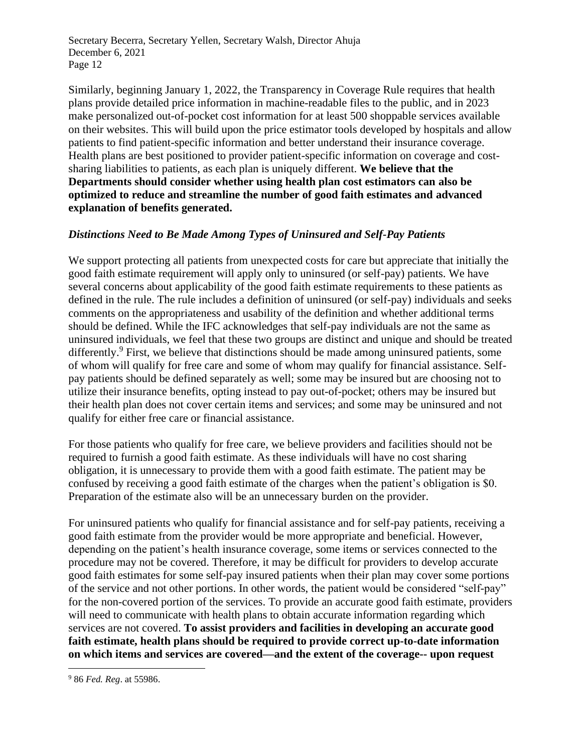Similarly, beginning January 1, 2022, the Transparency in Coverage Rule requires that health plans provide detailed price information in machine-readable files to the public, and in 2023 make personalized out-of-pocket cost information for at least 500 shoppable services available on their websites. This will build upon the price estimator tools developed by hospitals and allow patients to find patient-specific information and better understand their insurance coverage. Health plans are best positioned to provider patient-specific information on coverage and cost-sharing liabilities to patients, as each plan is uniquely different. **We believe that the Departments should consider whether using health plan cost estimators can also be optimized to reduce and streamline the number of good faith estimates and advanced explanation of benefits generated.**

### *Distinctions Need to Be Made Among Types of Uninsured and Self-Pay Patients*

We support protecting all patients from unexpected costs for care but appreciate that initially the good faith estimate requirement will apply only to uninsured (or self-pay) patients. We have several concerns about applicability of the good faith estimate requirements to these patients as defined in the rule. The rule includes a definition of uninsured (or self-pay) individuals and seeks comments on the appropriateness and usability of the definition and whether additional terms should be defined. While the IFC acknowledges that self-pay individuals are not the same as uninsured individuals, we feel that these two groups are distinct and unique and should be treated differently.[9] First, we believe that distinctions should be made among uninsured patients, some of whom will qualify for free care and some of whom may qualify for financial assistance. Self-pay patients should be defined separately as well; some may be insured but are choosing not to utilize their insurance benefits, opting instead to pay out-of-pocket; others may be insured but their health plan does not cover certain items and services; and some may be uninsured and not qualify for either free care or financial assistance.

For those patients who qualify for free care, we believe providers and facilities should not be required to furnish a good faith estimate. As these individuals will have no cost sharing obligation, it is unnecessary to provide them with a good faith estimate. The patient may be confused by receiving a good faith estimate of the charges when the patient's obligation is $0. Preparation of the estimate also will be an unnecessary burden on the provider.

For uninsured patients who qualify for financial assistance and for self-pay patients, receiving a good faith estimate from the provider would be more appropriate and beneficial. However, depending on the patient's health insurance coverage, some items or services connected to the procedure may not be covered. Therefore, it may be difficult for providers to develop accurate good faith estimates for some self-pay insured patients when their plan may cover some portions of the service and not other portions. In other words, the patient would be considered "self-pay" for the non-covered portion of the services. To provide an accurate good faith estimate, providers will need to communicate with health plans to obtain accurate information regarding which services are not covered. **To assist providers and facilities in developing an accurate good faith estimate, health plans should be required to provide correct up-to-date information on which items and services are covered—and the extent of the coverage-- upon request**

[9] 86 *Fed. Reg*. at 55986.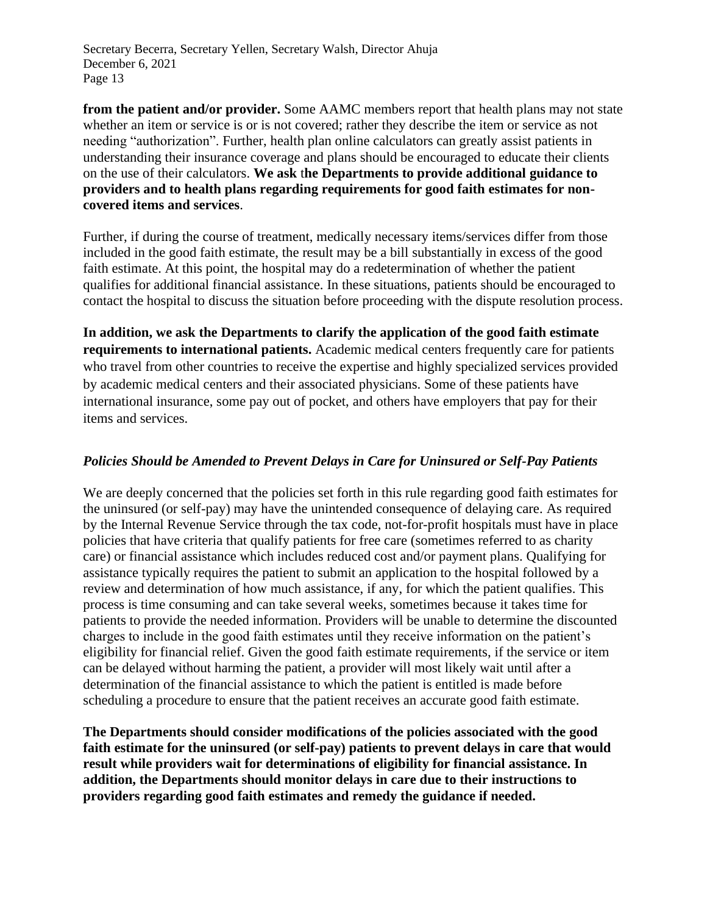**from the patient and/or provider.** Some AAMC members report that health plans may not state whether an item or service is or is not covered; rather they describe the item or service as not needing "authorization". Further, health plan online calculators can greatly assist patients in understanding their insurance coverage and plans should be encouraged to educate their clients on the use of their calculators. **We ask the Departments to provide additional guidance to providers and to health plans regarding requirements for good faith estimates for non-covered items and services**.

Further, if during the course of treatment, medically necessary items/services differ from those included in the good faith estimate, the result may be a bill substantially in excess of the good faith estimate. At this point, the hospital may do a redetermination of whether the patient qualifies for additional financial assistance. In these situations, patients should be encouraged to contact the hospital to discuss the situation before proceeding with the dispute resolution process.

**In addition, we ask the Departments to clarify the application of the good faith estimate requirements to international patients.** Academic medical centers frequently care for patients who travel from other countries to receive the expertise and highly specialized services provided by academic medical centers and their associated physicians. Some of these patients have international insurance, some pay out of pocket, and others have employers that pay for their items and services.

***Policies Should be Amended to Prevent Delays in Care for Uninsured or Self-Pay Patients***

We are deeply concerned that the policies set forth in this rule regarding good faith estimates for the uninsured (or self-pay) may have the unintended consequence of delaying care. As required by the Internal Revenue Service through the tax code, not-for-profit hospitals must have in place policies that have criteria that qualify patients for free care (sometimes referred to as charity care) or financial assistance which includes reduced cost and/or payment plans. Qualifying for assistance typically requires the patient to submit an application to the hospital followed by a review and determination of how much assistance, if any, for which the patient qualifies. This process is time consuming and can take several weeks, sometimes because it takes time for patients to provide the needed information. Providers will be unable to determine the discounted charges to include in the good faith estimates until they receive information on the patient's eligibility for financial relief. Given the good faith estimate requirements, if the service or item can be delayed without harming the patient, a provider will most likely wait until after a determination of the financial assistance to which the patient is entitled is made before scheduling a procedure to ensure that the patient receives an accurate good faith estimate.

**The Departments should consider modifications of the policies associated with the good faith estimate for the uninsured (or self-pay) patients to prevent delays in care that would result while providers wait for determinations of eligibility for financial assistance. In addition, the Departments should monitor delays in care due to their instructions to providers regarding good faith estimates and remedy the guidance if needed.**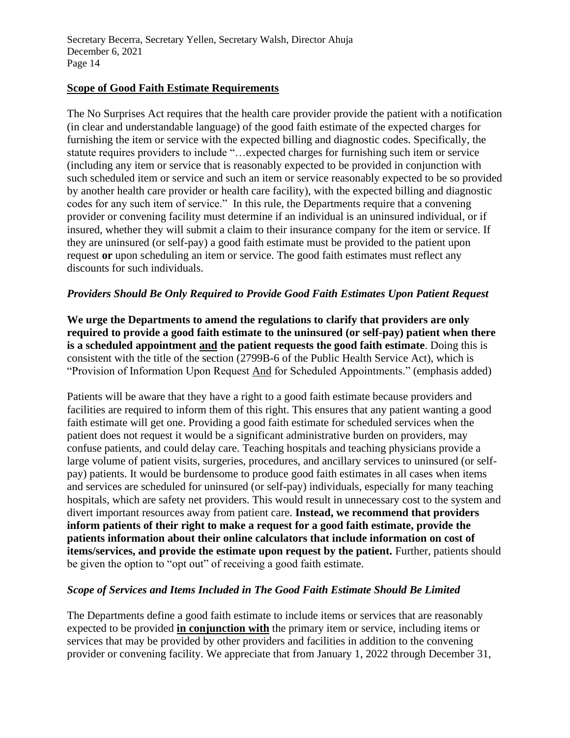## Scope of Good Faith Estimate Requirements

The No Surprises Act requires that the health care provider provide the patient with a notification (in clear and understandable language) of the good faith estimate of the expected charges for furnishing the item or service with the expected billing and diagnostic codes. Specifically, the statute requires providers to include "…expected charges for furnishing such item or service (including any item or service that is reasonably expected to be provided in conjunction with such scheduled item or service and such an item or service reasonably expected to be so provided by another health care provider or health care facility), with the expected billing and diagnostic codes for any such item of service." In this rule, the Departments require that a convening provider or convening facility must determine if an individual is an uninsured individual, or if insured, whether they will submit a claim to their insurance company for the item or service. If they are uninsured (or self-pay) a good faith estimate must be provided to the patient upon request **or** upon scheduling an item or service. The good faith estimates must reflect any discounts for such individuals.

### *Providers Should Be Only Required to Provide Good Faith Estimates Upon Patient Request*

**We urge the Departments to amend the regulations to clarify that providers are only required to provide a good faith estimate to the uninsured (or self-pay) patient when there is a scheduled appointment <u>and</u> the patient requests the good faith estimate**. Doing this is consistent with the title of the section (2799B-6 of the Public Health Service Act), which is "Provision of Information Upon Request <u>And</u> for Scheduled Appointments." (emphasis added)

Patients will be aware that they have a right to a good faith estimate because providers and facilities are required to inform them of this right. This ensures that any patient wanting a good faith estimate will get one. Providing a good faith estimate for scheduled services when the patient does not request it would be a significant administrative burden on providers, may confuse patients, and could delay care. Teaching hospitals and teaching physicians provide a large volume of patient visits, surgeries, procedures, and ancillary services to uninsured (or self-pay) patients. It would be burdensome to produce good faith estimates in all cases when items and services are scheduled for uninsured (or self-pay) individuals, especially for many teaching hospitals, which are safety net providers. This would result in unnecessary cost to the system and divert important resources away from patient care. **Instead, we recommend that providers inform patients of their right to make a request for a good faith estimate, provide the patients information about their online calculators that include information on cost of items/services, and provide the estimate upon request by the patient.** Further, patients should be given the option to "opt out" of receiving a good faith estimate.

### *Scope of Services and Items Included in The Good Faith Estimate Should Be Limited*

The Departments define a good faith estimate to include items or services that are reasonably expected to be provided **<u>in conjunction with</u>** the primary item or service, including items or services that may be provided by other providers and facilities in addition to the convening provider or convening facility. We appreciate that from January 1, 2022 through December 31,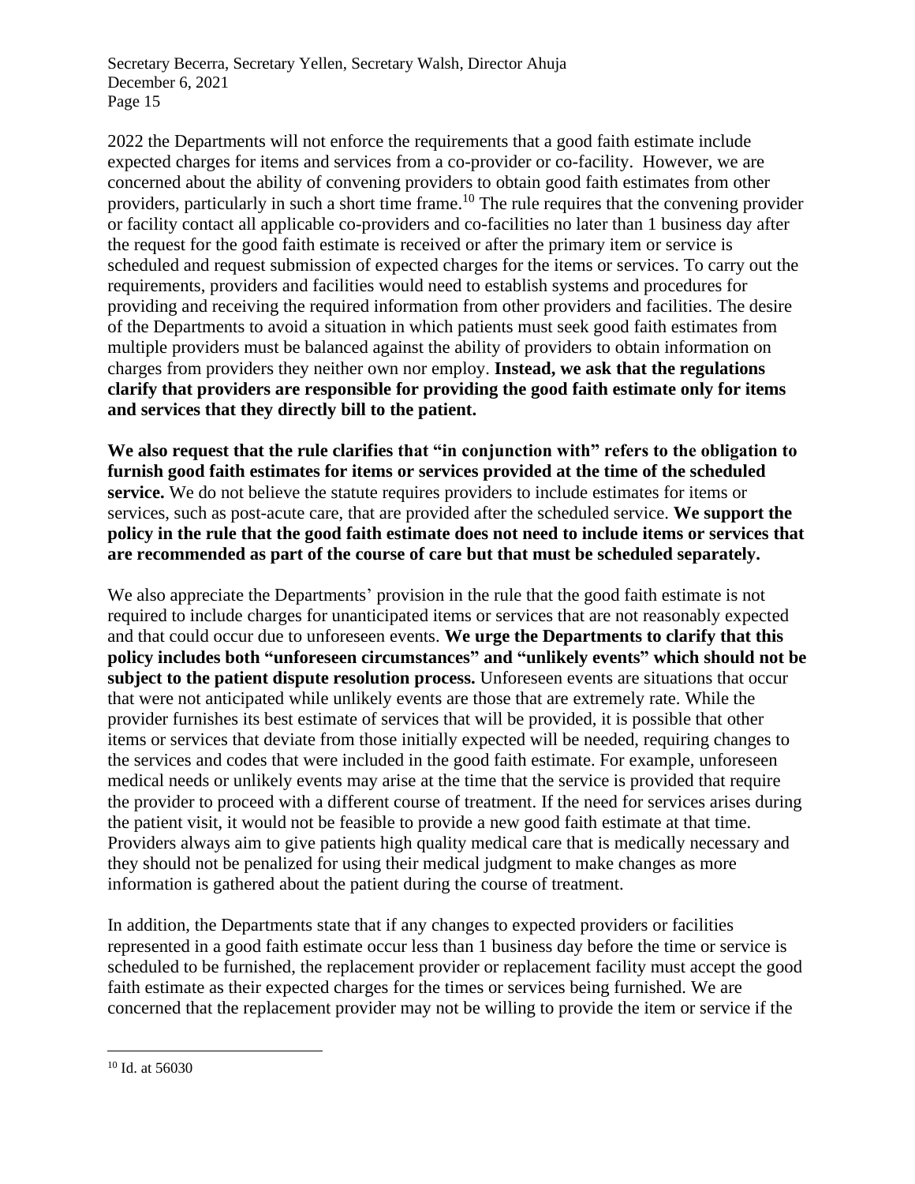2022 the Departments will not enforce the requirements that a good faith estimate include expected charges for items and services from a co-provider or co-facility. However, we are concerned about the ability of convening providers to obtain good faith estimates from other providers, particularly in such a short time frame.[10] The rule requires that the convening provider or facility contact all applicable co-providers and co-facilities no later than 1 business day after the request for the good faith estimate is received or after the primary item or service is scheduled and request submission of expected charges for the items or services. To carry out the requirements, providers and facilities would need to establish systems and procedures for providing and receiving the required information from other providers and facilities. The desire of the Departments to avoid a situation in which patients must seek good faith estimates from multiple providers must be balanced against the ability of providers to obtain information on charges from providers they neither own nor employ. **Instead, we ask that the regulations clarify that providers are responsible for providing the good faith estimate only for items and services that they directly bill to the patient.**

**We also request that the rule clarifies that "in conjunction with" refers to the obligation to furnish good faith estimates for items or services provided at the time of the scheduled service.** We do not believe the statute requires providers to include estimates for items or services, such as post-acute care, that are provided after the scheduled service. **We support the policy in the rule that the good faith estimate does not need to include items or services that are recommended as part of the course of care but that must be scheduled separately.**

We also appreciate the Departments' provision in the rule that the good faith estimate is not required to include charges for unanticipated items or services that are not reasonably expected and that could occur due to unforeseen events. **We urge the Departments to clarify that this policy includes both "unforeseen circumstances" and "unlikely events" which should not be subject to the patient dispute resolution process.** Unforeseen events are situations that occur that were not anticipated while unlikely events are those that are extremely rate. While the provider furnishes its best estimate of services that will be provided, it is possible that other items or services that deviate from those initially expected will be needed, requiring changes to the services and codes that were included in the good faith estimate. For example, unforeseen medical needs or unlikely events may arise at the time that the service is provided that require the provider to proceed with a different course of treatment. If the need for services arises during the patient visit, it would not be feasible to provide a new good faith estimate at that time. Providers always aim to give patients high quality medical care that is medically necessary and they should not be penalized for using their medical judgment to make changes as more information is gathered about the patient during the course of treatment.

In addition, the Departments state that if any changes to expected providers or facilities represented in a good faith estimate occur less than 1 business day before the time or service is scheduled to be furnished, the replacement provider or replacement facility must accept the good faith estimate as their expected charges for the times or services being furnished. We are concerned that the replacement provider may not be willing to provide the item or service if the

[10] Id. at 56030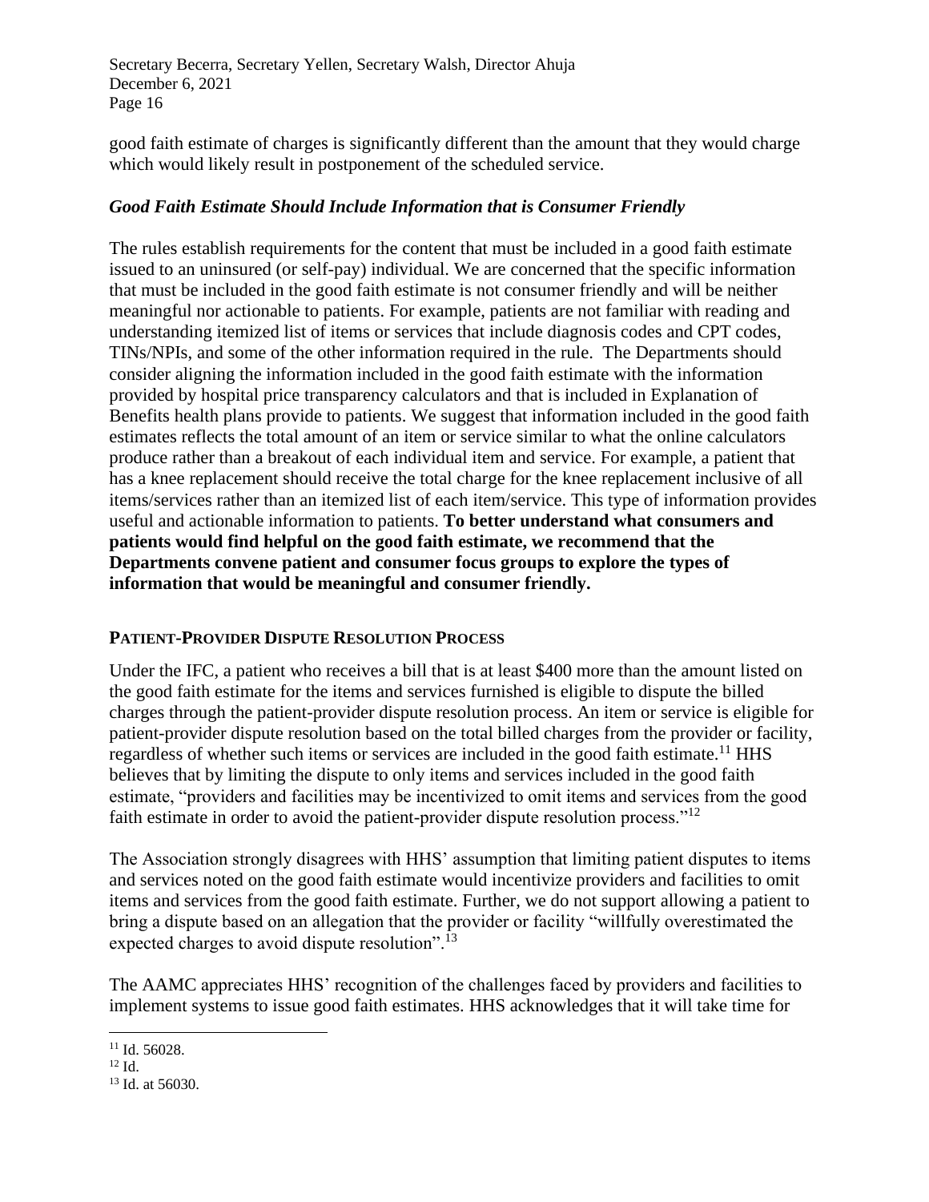good faith estimate of charges is significantly different than the amount that they would charge which would likely result in postponement of the scheduled service.

### *Good Faith Estimate Should Include Information that is Consumer Friendly*

The rules establish requirements for the content that must be included in a good faith estimate issued to an uninsured (or self-pay) individual. We are concerned that the specific information that must be included in the good faith estimate is not consumer friendly and will be neither meaningful nor actionable to patients. For example, patients are not familiar with reading and understanding itemized list of items or services that include diagnosis codes and CPT codes, TINs/NPIs, and some of the other information required in the rule. The Departments should consider aligning the information included in the good faith estimate with the information provided by hospital price transparency calculators and that is included in Explanation of Benefits health plans provide to patients. We suggest that information included in the good faith estimates reflects the total amount of an item or service similar to what the online calculators produce rather than a breakout of each individual item and service. For example, a patient that has a knee replacement should receive the total charge for the knee replacement inclusive of all items/services rather than an itemized list of each item/service. This type of information provides useful and actionable information to patients. **To better understand what consumers and patients would find helpful on the good faith estimate, we recommend that the Departments convene patient and consumer focus groups to explore the types of information that would be meaningful and consumer friendly.**

## PATIENT-PROVIDER DISPUTE RESOLUTION PROCESS

Under the IFC, a patient who receives a bill that is at least $400 more than the amount listed on the good faith estimate for the items and services furnished is eligible to dispute the billed charges through the patient-provider dispute resolution process. An item or service is eligible for patient-provider dispute resolution based on the total billed charges from the provider or facility, regardless of whether such items or services are included in the good faith estimate.[11] HHS believes that by limiting the dispute to only items and services included in the good faith estimate, "providers and facilities may be incentivized to omit items and services from the good faith estimate in order to avoid the patient-provider dispute resolution process."[12]

The Association strongly disagrees with HHS' assumption that limiting patient disputes to items and services noted on the good faith estimate would incentivize providers and facilities to omit items and services from the good faith estimate. Further, we do not support allowing a patient to bring a dispute based on an allegation that the provider or facility "willfully overestimated the expected charges to avoid dispute resolution".[13]

The AAMC appreciates HHS' recognition of the challenges faced by providers and facilities to implement systems to issue good faith estimates. HHS acknowledges that it will take time for

---

[11] Id. 56028.

[12] Id.

[13] Id. at 56030.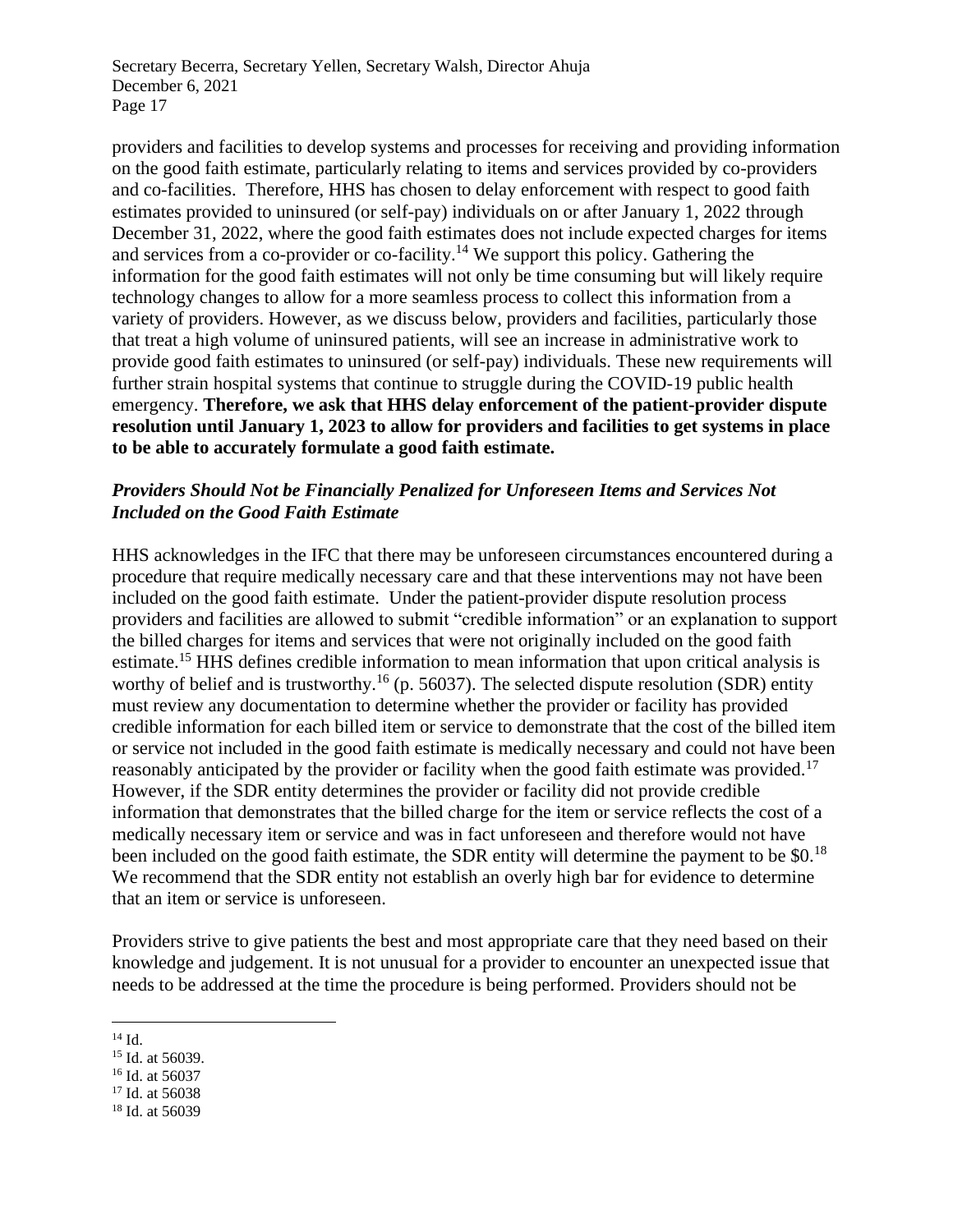providers and facilities to develop systems and processes for receiving and providing information on the good faith estimate, particularly relating to items and services provided by co-providers and co-facilities. Therefore, HHS has chosen to delay enforcement with respect to good faith estimates provided to uninsured (or self-pay) individuals on or after January 1, 2022 through December 31, 2022, where the good faith estimates does not include expected charges for items and services from a co-provider or co-facility.[14] We support this policy. Gathering the information for the good faith estimates will not only be time consuming but will likely require technology changes to allow for a more seamless process to collect this information from a variety of providers. However, as we discuss below, providers and facilities, particularly those that treat a high volume of uninsured patients, will see an increase in administrative work to provide good faith estimates to uninsured (or self-pay) individuals. These new requirements will further strain hospital systems that continue to struggle during the COVID-19 public health emergency. **Therefore, we ask that HHS delay enforcement of the patient-provider dispute resolution until January 1, 2023 to allow for providers and facilities to get systems in place to be able to accurately formulate a good faith estimate.**

### *Providers Should Not be Financially Penalized for Unforeseen Items and Services Not Included on the Good Faith Estimate*

HHS acknowledges in the IFC that there may be unforeseen circumstances encountered during a procedure that require medically necessary care and that these interventions may not have been included on the good faith estimate. Under the patient-provider dispute resolution process providers and facilities are allowed to submit "credible information" or an explanation to support the billed charges for items and services that were not originally included on the good faith estimate.[15] HHS defines credible information to mean information that upon critical analysis is worthy of belief and is trustworthy.[16] (p. 56037). The selected dispute resolution (SDR) entity must review any documentation to determine whether the provider or facility has provided credible information for each billed item or service to demonstrate that the cost of the billed item or service not included in the good faith estimate is medically necessary and could not have been reasonably anticipated by the provider or facility when the good faith estimate was provided.[17] However, if the SDR entity determines the provider or facility did not provide credible information that demonstrates that the billed charge for the item or service reflects the cost of a medically necessary item or service and was in fact unforeseen and therefore would not have been included on the good faith estimate, the SDR entity will determine the payment to be $0.[18] We recommend that the SDR entity not establish an overly high bar for evidence to determine that an item or service is unforeseen.

Providers strive to give patients the best and most appropriate care that they need based on their knowledge and judgement. It is not unusual for a provider to encounter an unexpected issue that needs to be addressed at the time the procedure is being performed. Providers should not be

---

[14] Id.

[15] Id. at 56039.

[16] Id. at 56037

[17] Id. at 56038

[18] Id. at 56039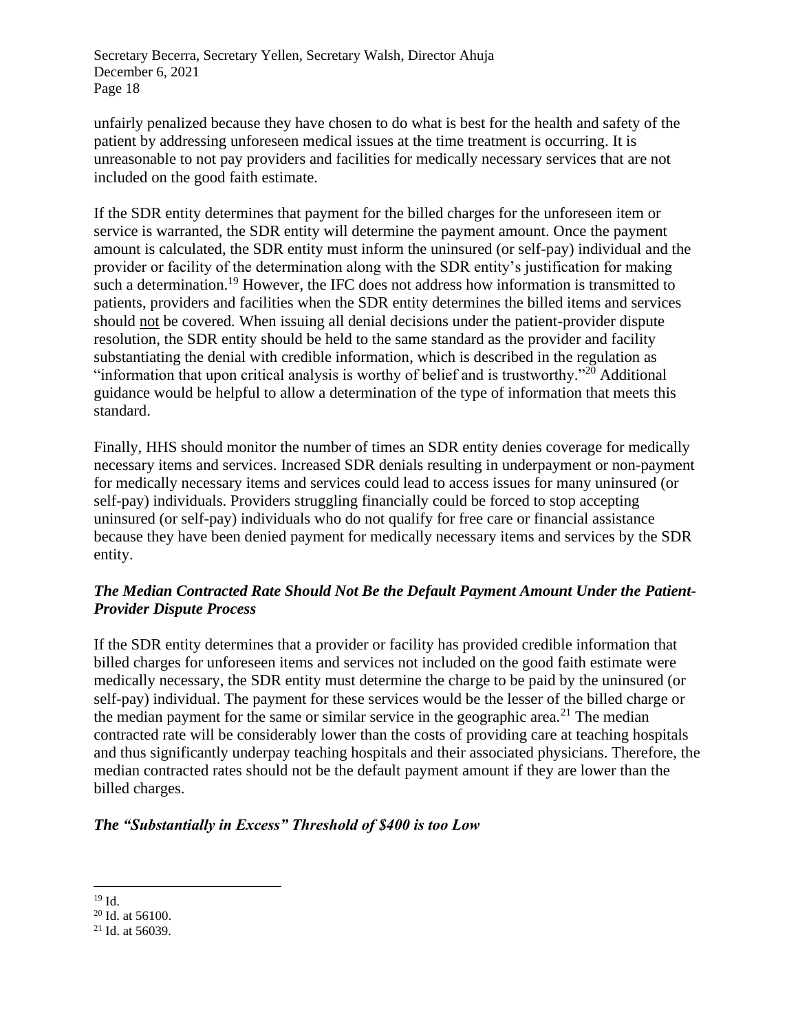unfairly penalized because they have chosen to do what is best for the health and safety of the patient by addressing unforeseen medical issues at the time treatment is occurring. It is unreasonable to not pay providers and facilities for medically necessary services that are not included on the good faith estimate.

If the SDR entity determines that payment for the billed charges for the unforeseen item or service is warranted, the SDR entity will determine the payment amount. Once the payment amount is calculated, the SDR entity must inform the uninsured (or self-pay) individual and the provider or facility of the determination along with the SDR entity's justification for making such a determination.[19] However, the IFC does not address how information is transmitted to patients, providers and facilities when the SDR entity determines the billed items and services should not be covered. When issuing all denial decisions under the patient-provider dispute resolution, the SDR entity should be held to the same standard as the provider and facility substantiating the denial with credible information, which is described in the regulation as "information that upon critical analysis is worthy of belief and is trustworthy."[20] Additional guidance would be helpful to allow a determination of the type of information that meets this standard.

Finally, HHS should monitor the number of times an SDR entity denies coverage for medically necessary items and services. Increased SDR denials resulting in underpayment or non-payment for medically necessary items and services could lead to access issues for many uninsured (or self-pay) individuals. Providers struggling financially could be forced to stop accepting uninsured (or self-pay) individuals who do not qualify for free care or financial assistance because they have been denied payment for medically necessary items and services by the SDR entity.

***The Median Contracted Rate Should Not Be the Default Payment Amount Under the Patient-Provider Dispute Process***

If the SDR entity determines that a provider or facility has provided credible information that billed charges for unforeseen items and services not included on the good faith estimate were medically necessary, the SDR entity must determine the charge to be paid by the uninsured (or self-pay) individual. The payment for these services would be the lesser of the billed charge or the median payment for the same or similar service in the geographic area.[21] The median contracted rate will be considerably lower than the costs of providing care at teaching hospitals and thus significantly underpay teaching hospitals and their associated physicians. Therefore, the median contracted rates should not be the default payment amount if they are lower than the billed charges.

***The "Substantially in Excess" Threshold of $400 is too Low***

---

[19] Id.

[20] Id. at 56100.

[21] Id. at 56039.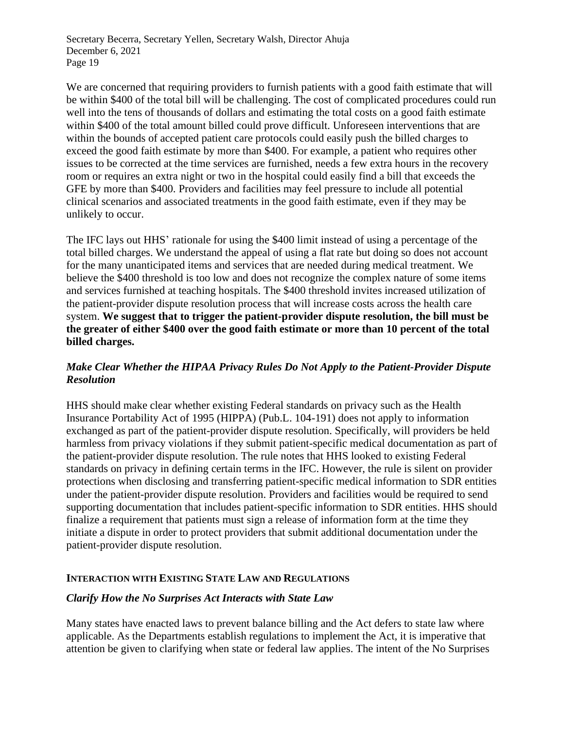We are concerned that requiring providers to furnish patients with a good faith estimate that will be within $400 of the total bill will be challenging. The cost of complicated procedures could run well into the tens of thousands of dollars and estimating the total costs on a good faith estimate within $400 of the total amount billed could prove difficult. Unforeseen interventions that are within the bounds of accepted patient care protocols could easily push the billed charges to exceed the good faith estimate by more than $400. For example, a patient who requires other issues to be corrected at the time services are furnished, needs a few extra hours in the recovery room or requires an extra night or two in the hospital could easily find a bill that exceeds the GFE by more than $400. Providers and facilities may feel pressure to include all potential clinical scenarios and associated treatments in the good faith estimate, even if they may be unlikely to occur.

The IFC lays out HHS' rationale for using the $400 limit instead of using a percentage of the total billed charges. We understand the appeal of using a flat rate but doing so does not account for the many unanticipated items and services that are needed during medical treatment. We believe the $400 threshold is too low and does not recognize the complex nature of some items and services furnished at teaching hospitals. The $400 threshold invites increased utilization of the patient-provider dispute resolution process that will increase costs across the health care system. **We suggest that to trigger the patient-provider dispute resolution, the bill must be the greater of either $400 over the good faith estimate or more than 10 percent of the total billed charges.**

### *Make Clear Whether the HIPAA Privacy Rules Do Not Apply to the Patient-Provider Dispute Resolution*

HHS should make clear whether existing Federal standards on privacy such as the Health Insurance Portability Act of 1995 (HIPPA) (Pub.L. 104-191) does not apply to information exchanged as part of the patient-provider dispute resolution. Specifically, will providers be held harmless from privacy violations if they submit patient-specific medical documentation as part of the patient-provider dispute resolution. The rule notes that HHS looked to existing Federal standards on privacy in defining certain terms in the IFC. However, the rule is silent on provider protections when disclosing and transferring patient-specific medical information to SDR entities under the patient-provider dispute resolution. Providers and facilities would be required to send supporting documentation that includes patient-specific information to SDR entities. HHS should finalize a requirement that patients must sign a release of information form at the time they initiate a dispute in order to protect providers that submit additional documentation under the patient-provider dispute resolution.

## INTERACTION WITH EXISTING STATE LAW AND REGULATIONS

### *Clarify How the No Surprises Act Interacts with State Law*

Many states have enacted laws to prevent balance billing and the Act defers to state law where applicable. As the Departments establish regulations to implement the Act, it is imperative that attention be given to clarifying when state or federal law applies. The intent of the No Surprises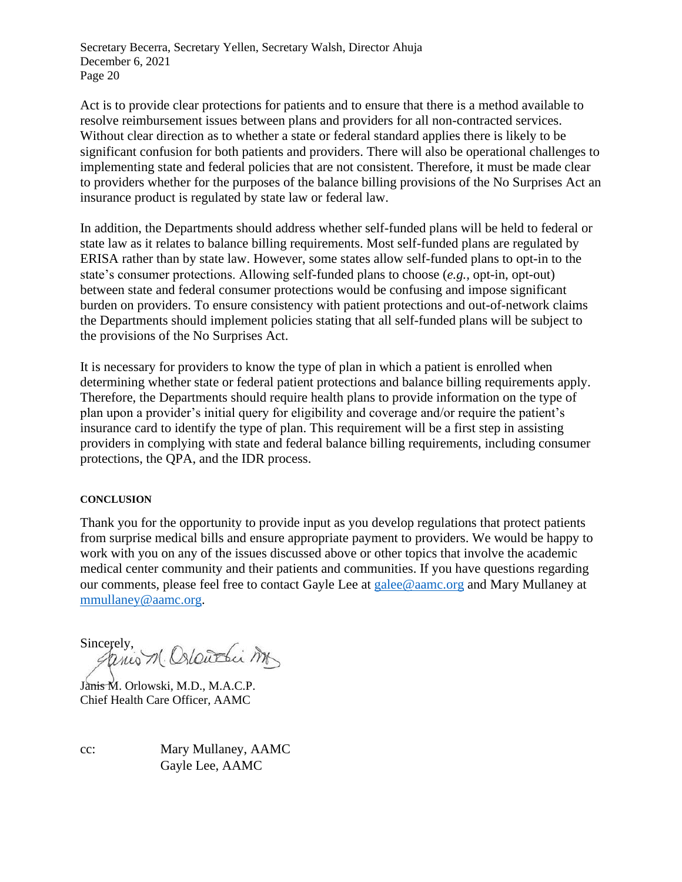Act is to provide clear protections for patients and to ensure that there is a method available to resolve reimbursement issues between plans and providers for all non-contracted services. Without clear direction as to whether a state or federal standard applies there is likely to be significant confusion for both patients and providers. There will also be operational challenges to implementing state and federal policies that are not consistent. Therefore, it must be made clear to providers whether for the purposes of the balance billing provisions of the No Surprises Act an insurance product is regulated by state law or federal law.

In addition, the Departments should address whether self-funded plans will be held to federal or state law as it relates to balance billing requirements. Most self-funded plans are regulated by ERISA rather than by state law. However, some states allow self-funded plans to opt-in to the state's consumer protections. Allowing self-funded plans to choose (*e.g.*, opt-in, opt-out) between state and federal consumer protections would be confusing and impose significant burden on providers. To ensure consistency with patient protections and out-of-network claims the Departments should implement policies stating that all self-funded plans will be subject to the provisions of the No Surprises Act.

It is necessary for providers to know the type of plan in which a patient is enrolled when determining whether state or federal patient protections and balance billing requirements apply. Therefore, the Departments should require health plans to provide information on the type of plan upon a provider's initial query for eligibility and coverage and/or require the patient's insurance card to identify the type of plan. This requirement will be a first step in assisting providers in complying with state and federal balance billing requirements, including consumer protections, the QPA, and the IDR process.

**CONCLUSION**

Thank you for the opportunity to provide input as you develop regulations that protect patients from surprise medical bills and ensure appropriate payment to providers. We would be happy to work with you on any of the issues discussed above or other topics that involve the academic medical center community and their patients and communities. If you have questions regarding our comments, please feel free to contact Gayle Lee at galee@aamc.org and Mary Mullaney at mmullaney@aamc.org.

Sincerely,

Janis M. Orlowski, M.D., M.A.C.P.
Chief Health Care Officer, AAMC

cc: Mary Mullaney, AAMC
Gayle Lee, AAMC